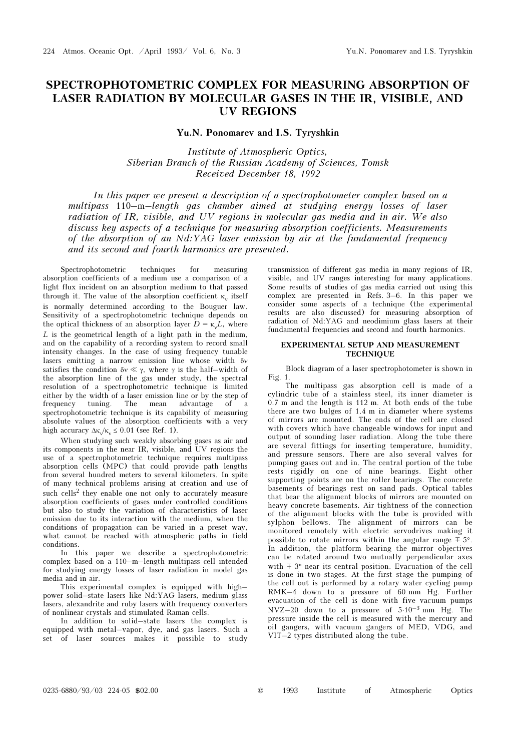# SPECTROPHOTOMETRIC COMPLEX FOR MEASURING ABSORPTION OF LASER RADIATION BY MOLECULAR GASES IN THE IR, VISIBLE, AND UV REGIONS

**Yu.N. Ponomarev and I.S. Tyryshkin**

*Institute of Atmospheric Optics,*
*Siberian Branch of the Russian Academy of Sciences, Tomsk*
*Received December 18, 1992*

*In this paper we present a description of a spectrophotometer complex based on a multipass 110–m–length gas chamber aimed at studying energy losses of laser radiation of IR, visible, and UV regions in molecular gas media and in air. We also discuss key aspects of a technique for measuring absorption coefficients. Measurements of the absorption of an Nd:YAG laser emission by air at the fundamental frequency and its second and fourth harmonics are presented.*

Spectrophotometric techniques for measuring absorption coefficients of a medium use a comparison of a light flux incident on an absorption medium to that passed through it. The value of the absorption coefficient $\kappa_\nu$ itself is normally determined according to the Bouguer law. Sensitivity of a spectrophotometric technique depends on the optical thickness of an absorption layer $D = \kappa_\nu L$, where $L$ is the geometrical length of a light path in the medium, and on the capability of a recording system to record small intensity changes. In the case of using frequency tunable lasers emitting a narrow emission line whose width $\delta\nu$ satisfies the condition $\delta\nu \ll \gamma$, where $\gamma$ is the half–width of the absorption line of the gas under study, the spectral resolution of a spectrophotometric technique is limited either by the width of a laser emission line or by the step of frequency tuning. The mean advantage of a spectrophotometric technique is its capability of measuring absolute values of the absorption coefficients with a very high accuracy $\Delta\kappa_\nu/\kappa_\nu \le 0.01$ (see Ref. 1).

When studying such weakly absorbing gases as air and its components in the near IR, visible, and UV regions the use of a spectrophotometric technique requires multipass absorption cells (MPC) that could provide path lengths from several hundred meters to several kilometers. In spite of many technical problems arising at creation and use of such cells[2] they enable one not only to accurately measure absorption coefficients of gases under controlled conditions but also to study the variation of characteristics of laser emission due to its interaction with the medium, when the conditions of propagation can be varied in a preset way, what cannot be reached with atmospheric paths in field conditions.

In this paper we describe a spectrophotometric complex based on a 110–m–length multipass cell intended for studying energy losses of laser radiation in model gas media and in air.

This experimental complex is equipped with high–power solid–state lasers like Nd:YAG lasers, medium glass lasers, alexandrite and ruby lasers with frequency converters of nonlinear crystals and stimulated Raman cells.

In addition to solid–state lasers the complex is equipped with metal–vapor, dye, and gas lasers. Such a set of laser sources makes it possible to study transmission of different gas media in many regions of IR, visible, and UV ranges interesting for many applications. Some results of studies of gas media carried out using this complex are presented in Refs. 3–6. In this paper we consider some aspects of a technique (the experimental results are also discussed) for measuring absorption of radiation of Nd:YAG and neodimium glass lasers at their fundamental frequencies and second and fourth harmonics.

## EXPERIMENTAL SETUP AND MEASUREMENT TECHNIQUE

Block diagram of a laser spectrophotometer is shown in Fig. 1.

The multipass gas absorption cell is made of a cylindric tube of a stainless steel, its inner diameter is 0.7 m and the length is 112 m. At both ends of the tube there are two bulges of 1.4 m in diameter where systems of mirrors are mounted. The ends of the cell are closed with covers which have changeable windows for input and output of sounding laser radiation. Along the tube there are several fittings for inserting temperature, humidity, and pressure sensors. There are also several valves for pumping gases out and in. The central portion of the tube rests rigidly on one of nine bearings. Eight other supporting points are on the roller bearings. The concrete basements of bearings rest on sand pads. Optical tables that bear the alignment blocks of mirrors are mounted on heavy concrete basements. Air tightness of the connection of the alignment blocks with the tube is provided with sylphon bellows. The alignment of mirrors can be monitored remotely with electric servodrives making it possible to rotate mirrors within the angular range $\mp 5°$. In addition, the platform bearing the mirror objectives can be rotated around two mutually perpendicular axes with $\mp 3°$ near its central position. Evacuation of the cell is done in two stages. At the first stage the pumping of the cell out is performed by a rotary water cycling pump RMK–4 down to a pressure of 60 mm Hg. Further evacuation of the cell is done with five vacuum pumps NVZ–20 down to a pressure of $5 \cdot 10^{-3}$ mm Hg. The pressure inside the cell is measured with the mercury and oil gangers, with vacuum gangers of MED, VDG, and VIT–2 types distributed along the tube.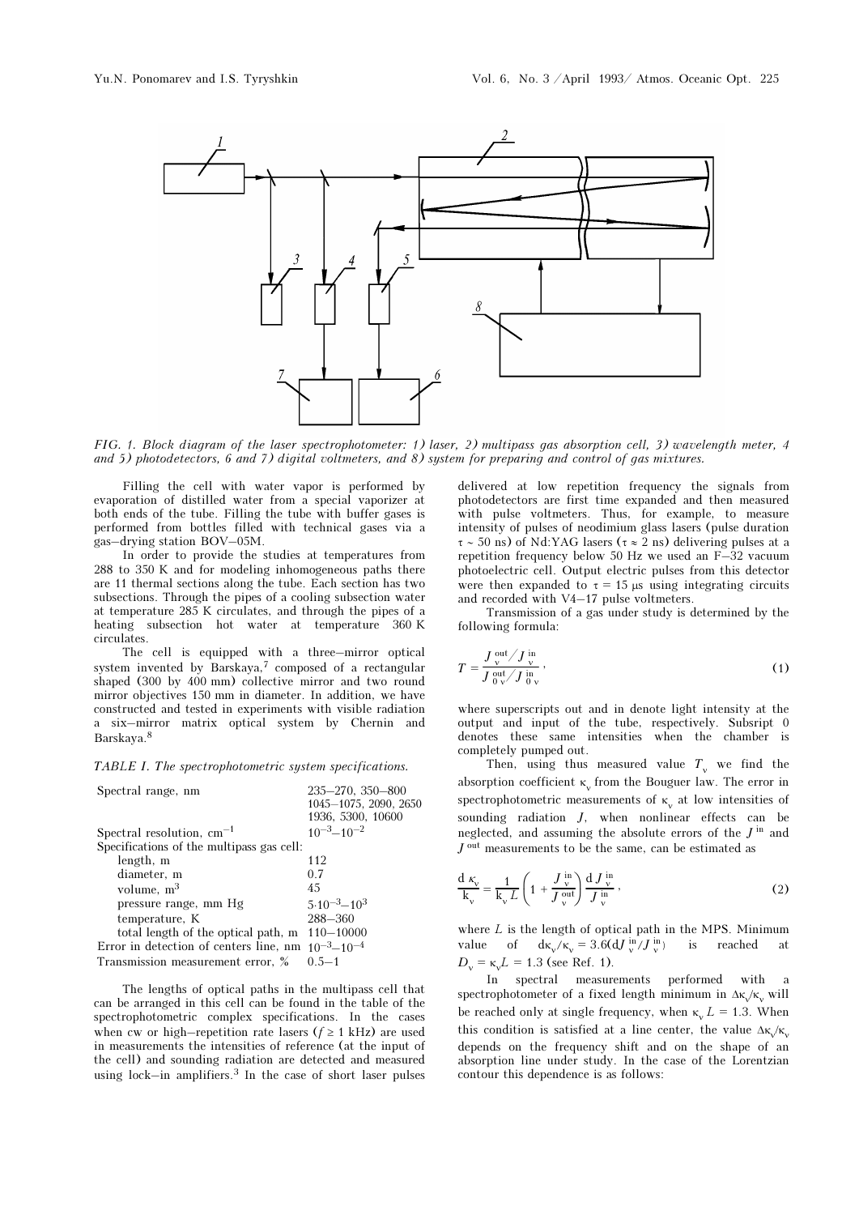FIG. 1. *Block diagram of the laser spectrophotometer: 1) laser, 2) multipass gas absorption cell, 3) wavelength meter, 4 and 5) photodetectors, 6 and 7) digital voltmeters, and 8) system for preparing and control of gas mixtures.*

Filling the cell with water vapor is performed by evaporation of distilled water from a special vaporizer at both ends of the tube. Filling the tube with buffer gases is performed from bottles filled with technical gases via a gas–drying station BOV–05M.

In order to provide the studies at temperatures from 288 to 350 K and for modeling inhomogeneous paths there are 11 thermal sections along the tube. Each section has two subsections. Through the pipes of a cooling subsection water at temperature 285 K circulates, and through the pipes of a heating subsection hot water at temperature 360 K circulates.

The cell is equipped with a three–mirror optical system invented by Barskaya,[7] composed of a rectangular shaped (300 by 400 mm) collective mirror and two round mirror objectives 150 mm in diameter. In addition, we have constructed and tested in experiments with visible radiation a six–mirror matrix optical system by Chernin and Barskaya.[8]

*TABLE I. The spectrophotometric system specifications.*

| | |
|---|---|
| Spectral range, nm | 235–270, 350–800 1045–1075, 2090, 2650 1936, 5300, 10600 |
| Spectral resolution, $cm^{-1}$ | $10^{-3}$–$10^{-2}$ |
| Specifications of the multipass gas cell: | |
| length, m | 112 |
| diameter, m | 0.7 |
| volume, $m^3$ | 45 |
| pressure range, mm Hg | $5\cdot10^{-3}$–$10^3$ |
| temperature, K | 288–360 |
| total length of the optical path, m | 110–10000 |
| Error in detection of centers line, nm | $10^{-3}$–$10^{-4}$ |
| Transmission measurement error, % | 0.5–1 |

The lengths of optical paths in the multipass cell that can be arranged in this cell can be found in the table of the spectrophotometric complex specifications. In the cases when cw or high–repetition rate lasers ($f \geq 1$ kHz) are used in measurements the intensities of reference (at the input of the cell) and sounding radiation are detected and measured using lock–in amplifiers.[3] In the case of short laser pulses delivered at low repetition frequency the signals from photodetectors are first time expanded and then measured with pulse voltmeters. Thus, for example, to measure intensity of pulses of neodimium glass lasers (pulse duration $\tau \sim 50$ ns) of Nd:YAG lasers ($\tau \approx 2$ ns) delivering pulses at a repetition frequency below 50 Hz we used an F–32 vacuum photoelectric cell. Output electric pulses from this detector were then expanded to $\tau = 15$ μs using integrating circuits and recorded with V4–17 pulse voltmeters.

Transmission of a gas under study is determined by the following formula:

$$T = \frac{J_{\nu}^{\text{out}} / J_{\nu}^{\text{in}}}{J_{0\nu}^{\text{out}} / J_{0\nu}^{\text{in}}}, \tag{1}$$

where superscripts out and in denote light intensity at the output and input of the tube, respectively. Subsript 0 denotes these same intensities when the chamber is completely pumped out.

Then, using thus measured value $T_{\nu}$ we find the absorption coefficient $\kappa_{\nu}$ from the Bouguer law. The error in spectrophotometric measurements of $\kappa_{\nu}$ at low intensities of sounding radiation $J$, when nonlinear effects can be neglected, and assuming the absolute errors of the $J^{\text{in}}$ and $J^{\text{out}}$ measurements to be the same, can be estimated as

$$\frac{d\,\kappa_{\nu}}{k_{\nu}} = \frac{1}{k_{\nu} L}\left(1 + \frac{J_{\nu}^{\text{in}}}{J_{\nu}^{\text{out}}}\right)\frac{d\,J_{\nu}^{\text{in}}}{J_{\nu}^{\text{in}}}, \tag{2}$$

where $L$ is the length of optical path in the MPS. Minimum value of $d\kappa_{\nu}/\kappa_{\nu} = 3.6(dJ_{\nu}^{\text{in}}/J_{\nu}^{\text{in}})$ is reached at $D_{\nu} = \kappa_{\nu} L = 1.3$ (see Ref. 1).

In spectral measurements performed with a spectrophotometer of a fixed length minimum in $\Delta\kappa_{\nu}/\kappa_{\nu}$ will be reached only at single frequency, when $\kappa_{\nu} L = 1.3$. When this condition is satisfied at a line center, the value $\Delta\kappa_{\nu}/\kappa_{\nu}$ depends on the frequency shift and on the shape of an absorption line under study. In the case of the Lorentzian contour this dependence is as follows: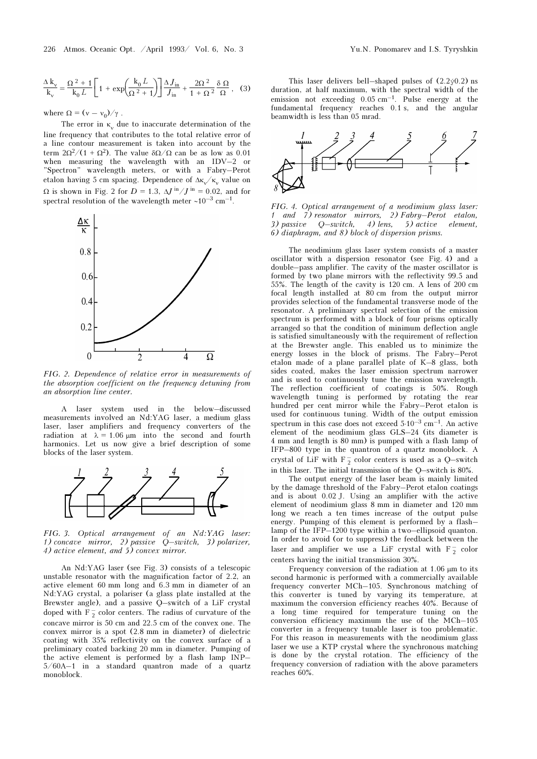$$\frac{\Delta k_\nu}{k_\nu} = \frac{\Omega^2 + 1}{k_0 L}\left[1 + \exp\left(\frac{k_0 L}{\Omega^2 + 1}\right)\right]\frac{\Delta J_{in}}{J_{in}} + \frac{2\Omega^2}{1+\Omega^2}\frac{\delta\,\Omega}{\Omega}, \quad (3)$$

where $\Omega = (\nu - \nu_0)/\gamma$.

The error in $\kappa_\nu$ due to inaccurate determination of the line frequency that contributes to the total relative error of a line contour measurement is taken into account by the term $2\Omega^2/(1 + \Omega^2)$. The value $\delta\Omega/\Omega$ can be as low as 0.01 when measuring the wavelength with an IDV–2 or "Spectron" wavelength meters, or with a Fabry–Perot etalon having 5 cm spacing. Dependence of $\Delta\kappa_\nu/\kappa_\nu$ value on $\Omega$ is shown in Fig. 2 for $D = 1.3$, $\Delta J^{in}/J^{in} = 0.02$, and for spectral resolution of the wavelength meter ~$10^{-3}$ cm$^{-1}$.

*FIG. 2. Dependence of relative error in measurements of the absorption coefficient on the frequency detuning from an absorption line center.*

A laser system used in the below–discussed measurements involved an Nd:YAG laser, a medium glass laser, laser amplifiers and frequency converters of the radiation at $\lambda = 1.06$ μm into the second and fourth harmonics. Let us now give a brief description of some blocks of the laser system.

*FIG. 3. Optical arrangement of an Nd:YAG laser: 1) concave mirror, 2) passive Q–switch, 3) polarizer, 4) active element, and 5) convex mirror.*

An Nd:YAG laser (see Fig. 3) consists of a telescopic unstable resonator with the magnification factor of 2.2, an active element 60 mm long and 6.3 mm in diameter of an Nd:YAG crystal, a polariser (a glass plate installed at the Brewster angle), and a passive Q–switch of a LiF crystal doped with $F_2^-$ color centers. The radius of curvature of the concave mirror is 50 cm and 22.5 cm of the convex one. The convex mirror is a spot (2.8 mm in diameter) of dielectric coating with 35% reflectivity on the convex surface of a preliminary coated backing 20 mm in diameter. Pumping of the active element is performed by a flash lamp INP–5/60A–1 in a standard quantron made of a quartz monoblock.

This laser delivers bell–shaped pulses of (2.2ÿ0.2) ns duration, at half maximum, with the spectral width of the emission not exceeding 0.05 cm$^{-1}$. Pulse energy at the fundamental frequency reaches 0.1 s, and the angular beamwidth is less than 05 mrad.

*FIG. 4. Optical arrangement of a neodimium glass laser: 1 and 7) resonator mirrors, 2) Fabry–Perot etalon, 3) passive Q–switch, 4) lens, 5) active element, 6) diaphragm, and 8) block of dispersion prisms.*

The neodimium glass laser system consists of a master oscillator with a dispersion resonator (see Fig. 4) and a double–pass amplifier. The cavity of the master oscillator is formed by two plane mirrors with the reflectivity 99.5 and 55%. The length of the cavity is 120 cm. A lens of 200 cm focal length installed at 80 cm from the output mirror provides selection of the fundamental transverse mode of the resonator. A preliminary spectral selection of the emission spectrum is performed with a block of four prisms optically arranged so that the condition of minimum deflection angle is satisfied simultaneously with the requirement of reflection at the Brewster angle. This enabled us to minimize the energy losses in the block of prisms. The Fabry–Perot etalon made of a plane parallel plate of K–8 glass, both sides coated, makes the laser emission spectrum narrower and is used to continuously tune the emission wavelength. The reflection coefficient of coatings is 50%. Rough wavelength tuning is performed by rotating the rear hundred per cent mirror while the Fabry–Perot etalon is used for continuous tuning. Width of the output emission spectrum in this case does not exceed $5\cdot10^{-3}$ cm$^{-1}$. An active element of the neodimium glass GLS–24 (its diameter is 4 mm and length is 80 mm) is pumped with a flash lamp of IFP–800 type in the quantron of a quartz monoblock. A crystal of LiF with $F_2^-$ color centers is used as a Q–switch in this laser. The initial transmission of the Q–switch is 80%.

The output energy of the laser beam is mainly limited by the damage threshold of the Fabry–Perot etalon coatings and is about 0.02 J. Using an amplifier with the active element of neodimium glass 8 mm in diameter and 120 mm long we reach a ten times increase of the output pulse energy. Pumping of this element is performed by a flash–lamp of the IFP–1200 type within a two–ellipsoid quanton. In order to avoid (or to suppress) the feedback between the laser and amplifier we use a LiF crystal with $F_2^-$ color centers having the initial transmission 30%.

Frequency conversion of the radiation at 1.06 μm to its second harmonic is performed with a commercially available frequency converter MCh–105. Synchronous matching of this converter is tuned by varying its temperature, at maximum the conversion efficiency reaches 40%. Because of a long time required for temperature tuning on the conversion efficiency maximum the use of the MCh–105 converter in a frequency tunable laser is too problematic. For this reason in measurements with the neodimium glass laser we use a KTP crystal where the synchronous matching is done by the crystal rotation. The efficiency of the frequency conversion of radiation with the above parameters reaches 60%.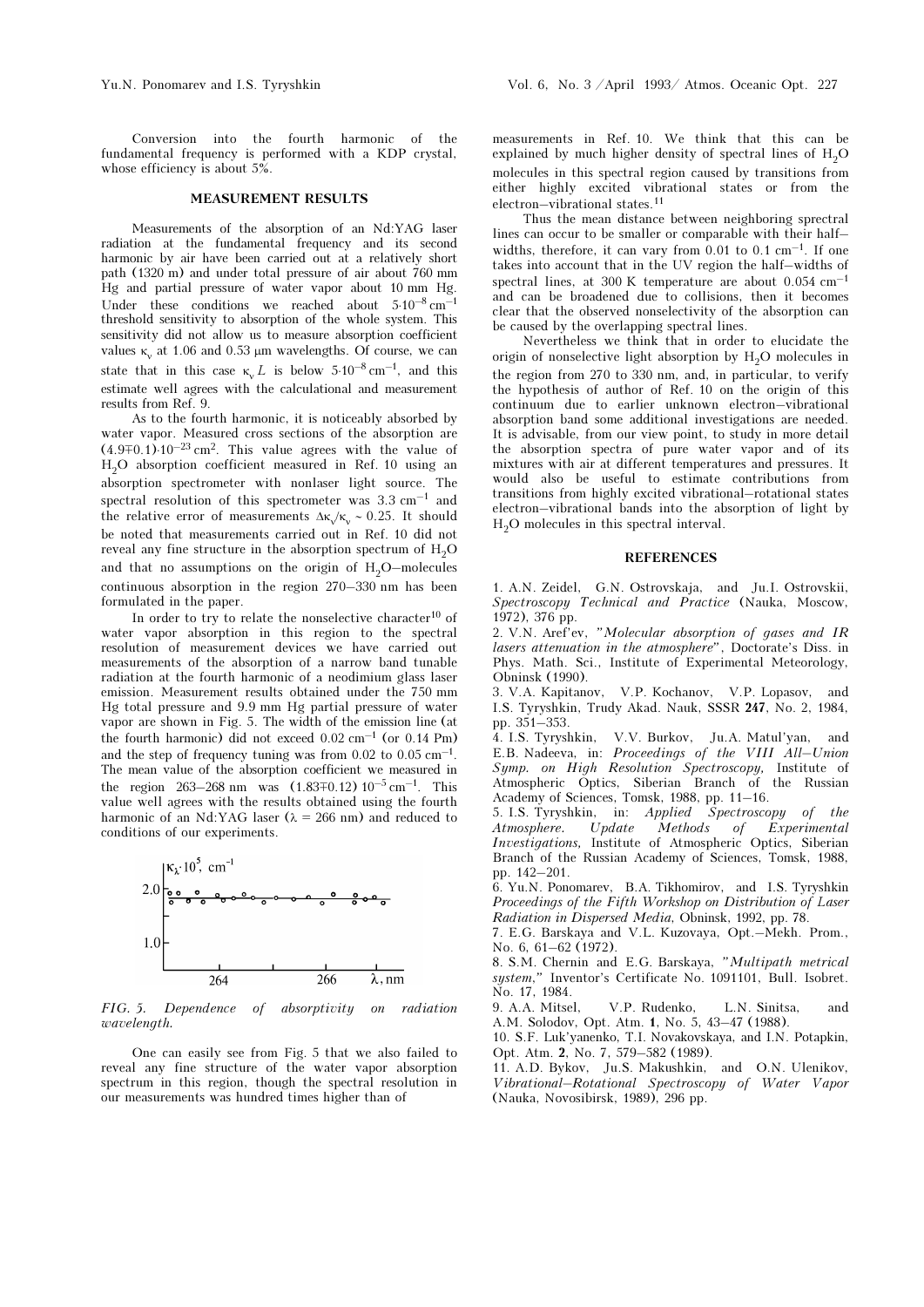Conversion into the fourth harmonic of the fundamental frequency is performed with a KDP crystal, whose efficiency is about 5%.

## MEASUREMENT RESULTS

Measurements of the absorption of an Nd:YAG laser radiation at the fundamental frequency and its second harmonic by air have been carried out at a relatively short path (1320 m) and under total pressure of air about 760 mm Hg and partial pressure of water vapor about 10 mm Hg. Under these conditions we reached about $5 \cdot 10^{-8}$ cm$^{-1}$ threshold sensitivity to absorption of the whole system. This sensitivity did not allow us to measure absorption coefficient values $\kappa_\nu$ at 1.06 and 0.53 μm wavelengths. Of course, we can state that in this case $\kappa_\nu L$ is below $5 \cdot 10^{-8}$ cm$^{-1}$, and this estimate well agrees with the calculational and measurement results from Ref. 9.

As to the fourth harmonic, it is noticeably absorbed by water vapor. Measured cross sections of the absorption are $(4.9 \mp 0.1) \cdot 10^{-23}$ cm$^2$. This value agrees with the value of $H_2O$ absorption coefficient measured in Ref. 10 using an absorption spectrometer with nonlaser light source. The spectral resolution of this spectrometer was 3.3 cm$^{-1}$ and the relative error of measurements $\Delta\kappa_\nu/\kappa_\nu \sim 0.25$. It should be noted that measurements carried out in Ref. 10 did not reveal any fine structure in the absorption spectrum of $H_2O$ and that no assumptions on the origin of $H_2O$–molecules continuous absorption in the region 270–330 nm has been formulated in the paper.

In order to try to relate the nonselective character[10] of water vapor absorption in this region to the spectral resolution of measurement devices we have carried out measurements of the absorption of a narrow band tunable radiation at the fourth harmonic of a neodimium glass laser emission. Measurement results obtained under the 750 mm Hg total pressure and 9.9 mm Hg partial pressure of water vapor are shown in Fig. 5. The width of the emission line (at the fourth harmonic) did not exceed 0.02 cm$^{-1}$ (or 0.14 Pm) and the step of frequency tuning was from 0.02 to 0.05 cm$^{-1}$. The mean value of the absorption coefficient we measured in the region 263–268 nm was $(1.83 \mp 0.12)\, 10^{-5}$ cm$^{-1}$. This value well agrees with the results obtained using the fourth harmonic of an Nd:YAG laser ($\lambda$ = 266 nm) and reduced to conditions of our experiments.

$\kappa_\lambda \cdot 10^5$, cm$^{-1}$
2.0
1.0
264
266
$\lambda$, nm

*FIG. 5. Dependence of absorptivity on radiation wavelength.*

One can easily see from Fig. 5 that we also failed to reveal any fine structure of the water vapor absorption spectrum in this region, though the spectral resolution in our measurements was hundred times higher than of measurements in Ref. 10. We think that this can be explained by much higher density of spectral lines of $H_2O$ molecules in this spectral region caused by transitions from either highly excited vibrational states or from the electron–vibrational states.[11]

Thus the mean distance between neighboring sprectral lines can occur to be smaller or comparable with their half–widths, therefore, it can vary from 0.01 to 0.1 cm$^{-1}$. If one takes into account that in the UV region the half–widths of spectral lines, at 300 K temperature are about 0.054 cm$^{-1}$ and can be broadened due to collisions, then it becomes clear that the observed nonselectivity of the absorption can be caused by the overlapping spectral lines.

Nevertheless we think that in order to elucidate the origin of nonselective light absorption by $H_2O$ molecules in the region from 270 to 330 nm, and, in particular, to verify the hypothesis of author of Ref. 10 on the origin of this continuum due to earlier unknown electron–vibrational absorption band some additional investigations are needed. It is advisable, from our view point, to study in more detail the absorption spectra of pure water vapor and of its mixtures with air at different temperatures and pressures. It would also be useful to estimate contributions from transitions from highly excited vibrational–rotational states electron–vibrational bands into the absorption of light by $H_2O$ molecules in this spectral interval.

## REFERENCES

1. A.N. Zeidel, G.N. Ostrovskaja, and Ju.I. Ostrovskii, *Spectroscopy Technical and Practice* (Nauka, Moscow, 1972), 376 pp.
2. V.N. Aref'ev, *"Molecular absorption of gases and IR lasers attenuation in the atmosphere"*, Doctorate's Diss. in Phys. Math. Sci., Institute of Experimental Meteorology, Obninsk (1990).
3. V.A. Kapitanov, V.P. Kochanov, V.P. Lopasov, and I.S. Tyryshkin, Trudy Akad. Nauk, SSSR **247**, No. 2, 1984, pp. 351–353.
4. I.S. Tyryshkin, V.V. Burkov, Ju.A. Matul'yan, and E.B. Nadeeva, in: *Proceedings of the VIII All–Union Symp. on High Resolution Spectroscopy,* Institute of Atmospheric Optics, Siberian Branch of the Russian Academy of Sciences, Tomsk, 1988, pp. 11–16.
5. I.S. Tyryshkin, in: *Applied Spectroscopy of the Atmosphere. Update Methods of Experimental Investigations,* Institute of Atmospheric Optics, Siberian Branch of the Russian Academy of Sciences, Tomsk, 1988, pp. 142–201.
6. Yu.N. Ponomarev, B.A. Tikhomirov, and I.S. Tyryshkin *Proceedings of the Fifth Workshop on Distribution of Laser Radiation in Dispersed Media,* Obninsk, 1992, pp. 78.
7. E.G. Barskaya and V.L. Kuzovaya, Opt.–Mekh. Prom., No. 6, 61–62 (1972).
8. S.M. Chernin and E.G. Barskaya, *"Multipath metrical system,"* Inventor's Certificate No. 1091101, Bull. Isobret. No. 17, 1984.
9. A.A. Mitsel, V.P. Rudenko, L.N. Sinitsa, and A.M. Solodov, Opt. Atm. **1**, No. 5, 43–47 (1988).
10. S.F. Luk'yanenko, T.I. Novakovskaya, and I.N. Potapkin, Opt. Atm. **2**, No. 7, 579–582 (1989).
11. A.D. Bykov, Ju.S. Makushkin, and O.N. Ulenikov, *Vibrational–Rotational Spectroscopy of Water Vapor* (Nauka, Novosibirsk, 1989), 296 pp.